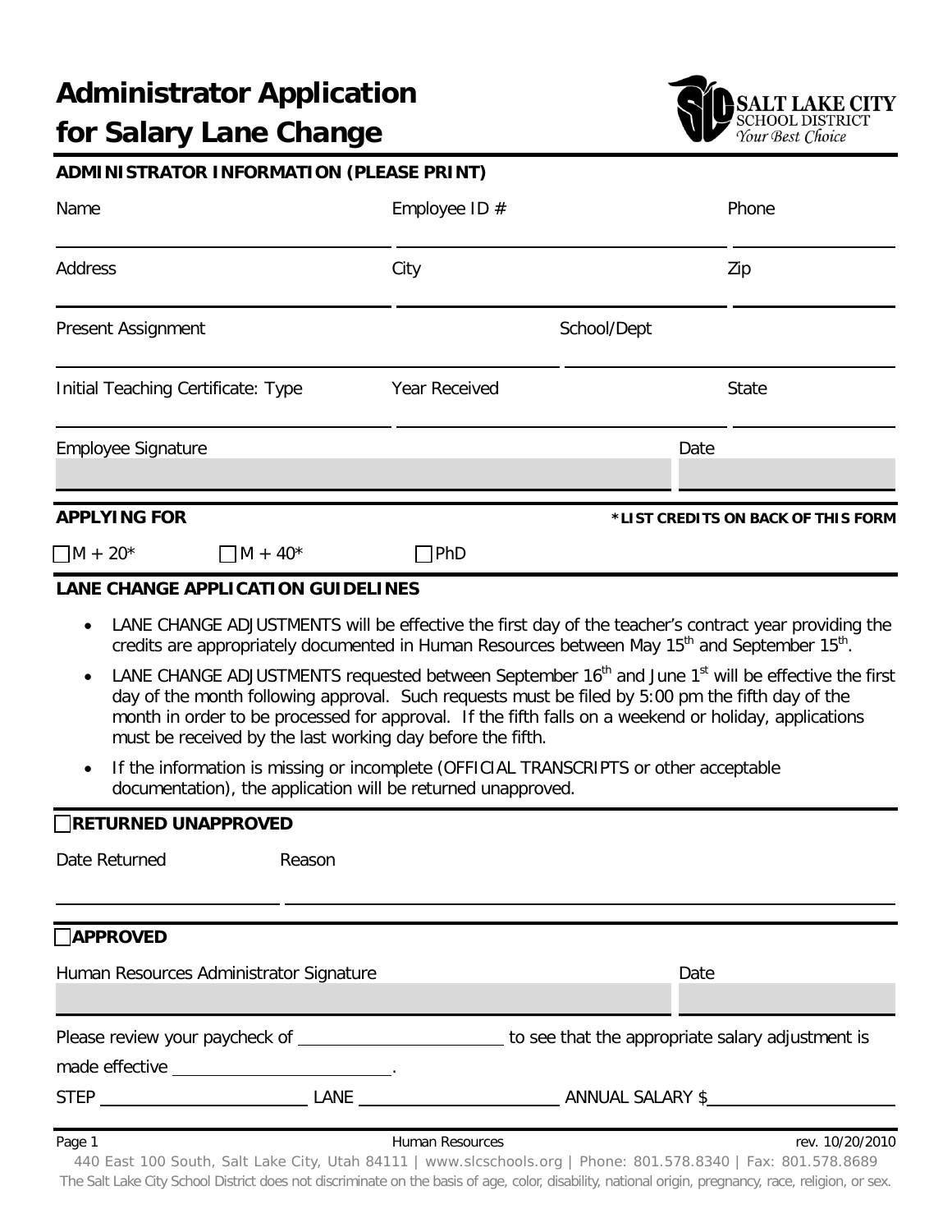# Administrator Application for Salary Lane Change

**ADMINISTRATOR INFORMATION (PLEASE PRINT)**

| Name | Employee ID # | Phone |
|---|---|---|
| | | |

| Address | City | Zip |
|---|---|---|
| | | |

| Present Assignment | School/Dept |
|---|---|
| | |

| Initial Teaching Certificate: Type | Year Received | State |
|---|---|---|
| | | |

| Employee Signature | Date |
|---|---|
| | |

**APPLYING FOR** **\*LIST CREDITS ON BACK OF THIS FORM**

☐ M + 20* ☐ M + 40* ☐ PhD

**LANE CHANGE APPLICATION GUIDELINES**

- LANE CHANGE ADJUSTMENTS will be effective the first day of the teacher's contract year providing the credits are appropriately documented in Human Resources between May 15th and September 15th.
- LANE CHANGE ADJUSTMENTS requested between September 16th and June 1st will be effective the first day of the month following approval. Such requests must be filed by 5:00 pm the fifth day of the month in order to be processed for approval. If the fifth falls on a weekend or holiday, applications must be received by the last working day before the fifth.
- If the information is missing or incomplete (OFFICIAL TRANSCRIPTS or other acceptable documentation), the application will be returned unapproved.

☐ **RETURNED UNAPPROVED**

| Date Returned | Reason |
|---|---|
| | |

☐ **APPROVED**

| Human Resources Administrator Signature | Date |
|---|---|
| | |

Please review your paycheck of ____________________ to see that the appropriate salary adjustment is made effective ____________________.

STEP ____________________ LANE ____________________ ANNUAL SALARY $____________________

Human Resources rev. 10/20/2010

440 East 100 South, Salt Lake City, Utah 84111 | www.slcschools.org | Phone: 801.578.8340 | Fax: 801.578.8689

The Salt Lake City School District does not discriminate on the basis of age, color, disability, national origin, pregnancy, race, religion, or sex.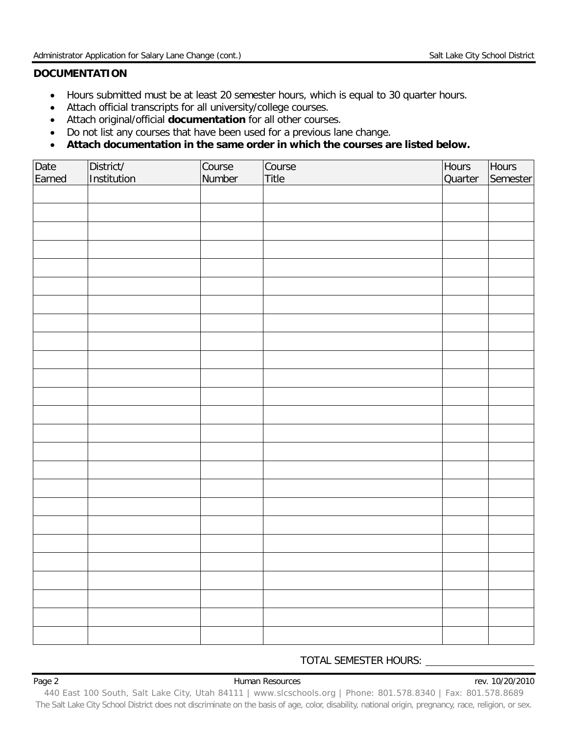## DOCUMENTATION

- Hours submitted must be at least 20 semester hours, which is equal to 30 quarter hours.
- Attach official transcripts for all university/college courses.
- Attach original/official **documentation** for all other courses.
- Do not list any courses that have been used for a previous lane change.
- **Attach documentation in the same order in which the courses are listed below.**

| Date Earned | District/ Institution | Course Number | Course Title | Hours Quarter | Hours Semester |
|---|---|---|---|---|---|
| | | | | | |
| | | | | | |
| | | | | | |
| | | | | | |
| | | | | | |
| | | | | | |
| | | | | | |
| | | | | | |
| | | | | | |
| | | | | | |
| | | | | | |
| | | | | | |
| | | | | | |
| | | | | | |
| | | | | | |
| | | | | | |
| | | | | | |
| | | | | | |
| | | | | | |
| | | | | | |
| | | | | | |
| | | | | | |
| | | | | | |
| | | | | | |
| | | | | | |

TOTAL SEMESTER HOURS: ____________________

440 East 100 South, Salt Lake City, Utah 84111 | www.slcschools.org | Phone: 801.578.8340 | Fax: 801.578.8689

The Salt Lake City School District does not discriminate on the basis of age, color, disability, national origin, pregnancy, race, religion, or sex.